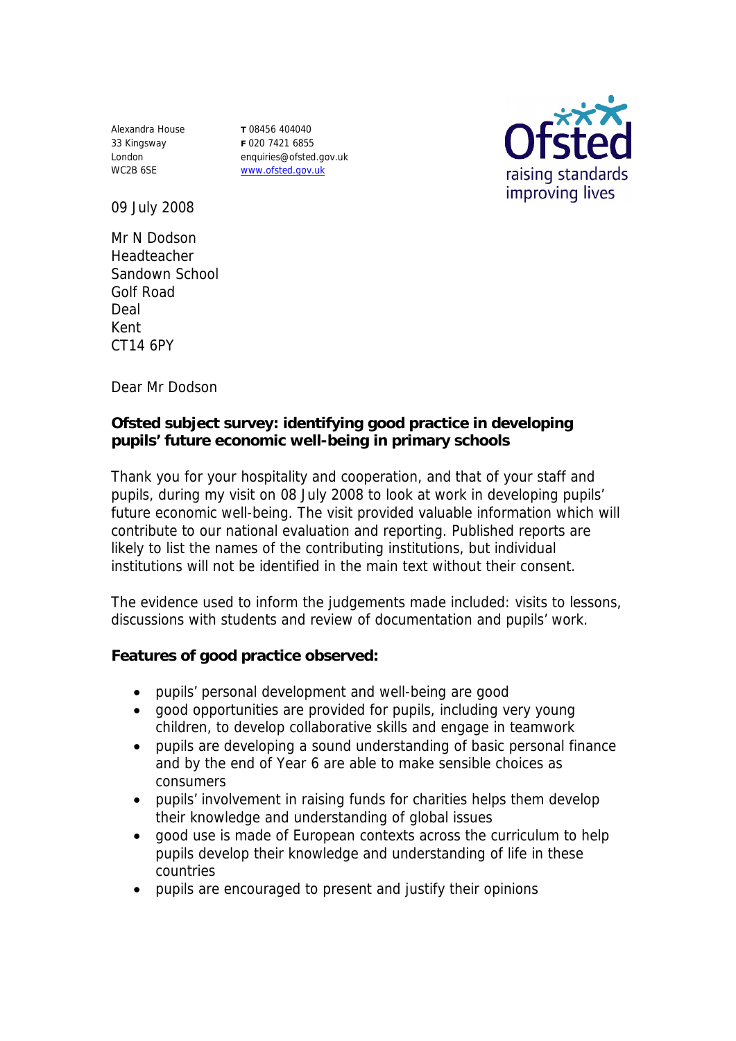Alexandra House
33 Kingsway
London
WC2B 6SE

**T** 08456 404040
**F** 020 7421 6855
enquiries@ofsted.gov.uk
www.ofsted.gov.uk

Ofsted
raising standards
improving lives

09 July 2008

Mr N Dodson
Headteacher
Sandown School
Golf Road
Deal
Kent
CT14 6PY

Dear Mr Dodson

**Ofsted subject survey: identifying good practice in developing pupils' future economic well-being in primary schools**

Thank you for your hospitality and cooperation, and that of your staff and pupils, during my visit on 08 July 2008 to look at work in developing pupils' future economic well-being. The visit provided valuable information which will contribute to our national evaluation and reporting. Published reports are likely to list the names of the contributing institutions, but individual institutions will not be identified in the main text without their consent.

The evidence used to inform the judgements made included: visits to lessons, discussions with students and review of documentation and pupils' work.

**Features of good practice observed:**

- pupils' personal development and well-being are good
- good opportunities are provided for pupils, including very young children, to develop collaborative skills and engage in teamwork
- pupils are developing a sound understanding of basic personal finance and by the end of Year 6 are able to make sensible choices as consumers
- pupils' involvement in raising funds for charities helps them develop their knowledge and understanding of global issues
- good use is made of European contexts across the curriculum to help pupils develop their knowledge and understanding of life in these countries
- pupils are encouraged to present and justify their opinions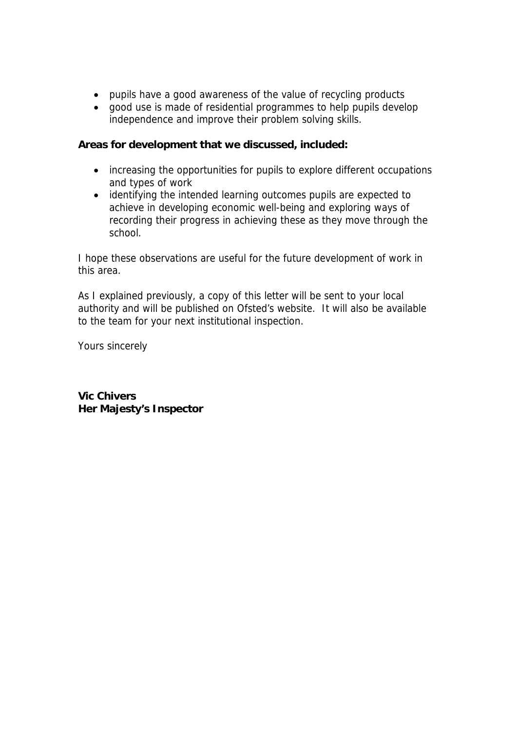- pupils have a good awareness of the value of recycling products
- good use is made of residential programmes to help pupils develop independence and improve their problem solving skills.

**Areas for development that we discussed, included:**

- increasing the opportunities for pupils to explore different occupations and types of work
- identifying the intended learning outcomes pupils are expected to achieve in developing economic well-being and exploring ways of recording their progress in achieving these as they move through the school.

I hope these observations are useful for the future development of work in this area.

As I explained previously, a copy of this letter will be sent to your local authority and will be published on Ofsted's website. It will also be available to the team for your next institutional inspection.

Yours sincerely

**Vic Chivers**
**Her Majesty's Inspector**